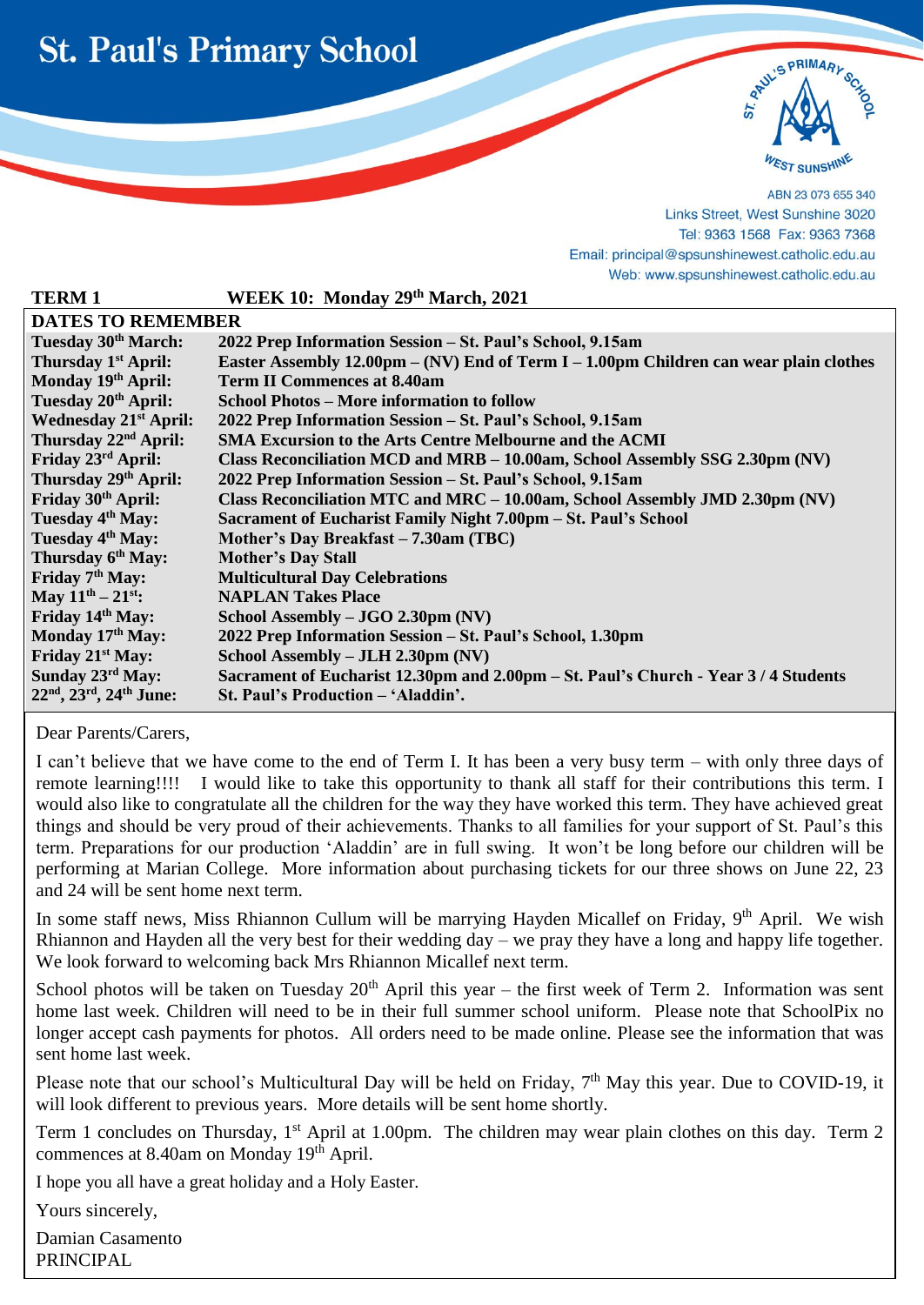# St. Paul's Primary School

ABN 23 073 655 340
Links Street, West Sunshine 3020
Tel: 9363 1568 Fax: 9363 7368
Email: principal@spsunshinewest.catholic.edu.au
Web: www.spsunshinewest.catholic.edu.au

**TERM 1 WEEK 10: Monday 29th March, 2021**

## DATES TO REMEMBER

| | |
|---|---|
| **Tuesday 30th March:** | **2022 Prep Information Session – St. Paul's School, 9.15am** |
| **Thursday 1st April:** | **Easter Assembly 12.00pm – (NV) End of Term I – 1.00pm Children can wear plain clothes** |
| **Monday 19th April:** | **Term II Commences at 8.40am** |
| **Tuesday 20th April:** | **School Photos – More information to follow** |
| **Wednesday 21st April:** | **2022 Prep Information Session – St. Paul's School, 9.15am** |
| **Thursday 22nd April:** | **SMA Excursion to the Arts Centre Melbourne and the ACMI** |
| **Friday 23rd April:** | **Class Reconciliation MCD and MRB – 10.00am, School Assembly SSG 2.30pm (NV)** |
| **Thursday 29th April:** | **2022 Prep Information Session – St. Paul's School, 9.15am** |
| **Friday 30th April:** | **Class Reconciliation MTC and MRC – 10.00am, School Assembly JMD 2.30pm (NV)** |
| **Tuesday 4th May:** | **Sacrament of Eucharist Family Night 7.00pm – St. Paul's School** |
| **Tuesday 4th May:** | **Mother's Day Breakfast – 7.30am (TBC)** |
| **Thursday 6th May:** | **Mother's Day Stall** |
| **Friday 7th May:** | **Multicultural Day Celebrations** |
| **May 11th – 21st:** | **NAPLAN Takes Place** |
| **Friday 14th May:** | **School Assembly – JGO 2.30pm (NV)** |
| **Monday 17th May:** | **2022 Prep Information Session – St. Paul's School, 1.30pm** |
| **Friday 21st May:** | **School Assembly – JLH 2.30pm (NV)** |
| **Sunday 23rd May:** | **Sacrament of Eucharist 12.30pm and 2.00pm – St. Paul's Church - Year 3 / 4 Students** |
| **22nd, 23rd, 24th June:** | **St. Paul's Production – 'Aladdin'.** |

Dear Parents/Carers,

I can't believe that we have come to the end of Term I. It has been a very busy term – with only three days of remote learning!!!! I would like to take this opportunity to thank all staff for their contributions this term. I would also like to congratulate all the children for the way they have worked this term. They have achieved great things and should be very proud of their achievements. Thanks to all families for your support of St. Paul's this term. Preparations for our production 'Aladdin' are in full swing. It won't be long before our children will be performing at Marian College. More information about purchasing tickets for our three shows on June 22, 23 and 24 will be sent home next term.

In some staff news, Miss Rhiannon Cullum will be marrying Hayden Micallef on Friday, 9th April. We wish Rhiannon and Hayden all the very best for their wedding day – we pray they have a long and happy life together. We look forward to welcoming back Mrs Rhiannon Micallef next term.

School photos will be taken on Tuesday 20th April this year – the first week of Term 2. Information was sent home last week. Children will need to be in their full summer school uniform. Please note that SchoolPix no longer accept cash payments for photos. All orders need to be made online. Please see the information that was sent home last week.

Please note that our school's Multicultural Day will be held on Friday, 7th May this year. Due to COVID-19, it will look different to previous years. More details will be sent home shortly.

Term 1 concludes on Thursday, 1st April at 1.00pm. The children may wear plain clothes on this day. Term 2 commences at 8.40am on Monday 19th April.

I hope you all have a great holiday and a Holy Easter.

Yours sincerely,

Damian Casamento
PRINCIPAL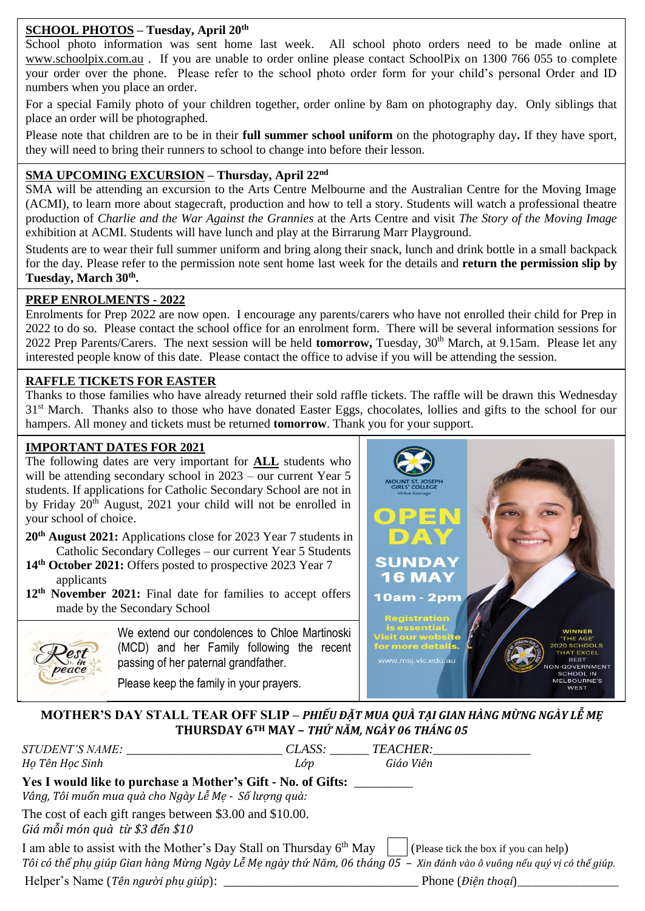## **SCHOOL PHOTOS – Tuesday, April 20th**

School photo information was sent home last week. All school photo orders need to be made online at www.schoolpix.com.au . If you are unable to order online please contact SchoolPix on 1300 766 055 to complete your order over the phone. Please refer to the school photo order form for your child's personal Order and ID numbers when you place an order.

For a special Family photo of your children together, order online by 8am on photography day. Only siblings that place an order will be photographed.

Please note that children are to be in their **full summer school uniform** on the photography day**.** If they have sport, they will need to bring their runners to school to change into before their lesson.

## **SMA UPCOMING EXCURSION – Thursday, April 22nd**

SMA will be attending an excursion to the Arts Centre Melbourne and the Australian Centre for the Moving Image (ACMI), to learn more about stagecraft, production and how to tell a story. Students will watch a professional theatre production of *Charlie and the War Against the Grannies* at the Arts Centre and visit *The Story of the Moving Image* exhibition at ACMI. Students will have lunch and play at the Birrarung Marr Playground.

Students are to wear their full summer uniform and bring along their snack, lunch and drink bottle in a small backpack for the day. Please refer to the permission note sent home last week for the details and **return the permission slip by Tuesday, March 30th.**

## **PREP ENROLMENTS - 2022**

Enrolments for Prep 2022 are now open. I encourage any parents/carers who have not enrolled their child for Prep in 2022 to do so. Please contact the school office for an enrolment form. There will be several information sessions for 2022 Prep Parents/Carers. The next session will be held **tomorrow,** Tuesday, 30th March, at 9.15am. Please let any interested people know of this date. Please contact the office to advise if you will be attending the session.

## **RAFFLE TICKETS FOR EASTER**

Thanks to those families who have already returned their sold raffle tickets. The raffle will be drawn this Wednesday 31st March. Thanks also to those who have donated Easter Eggs, chocolates, lollies and gifts to the school for our hampers. All money and tickets must be returned **tomorrow**. Thank you for your support.

## **IMPORTANT DATES FOR 2021**

The following dates are very important for **ALL** students who will be attending secondary school in 2023 – our current Year 5 students. If applications for Catholic Secondary School are not in by Friday 20th August, 2021 your child will not be enrolled in your school of choice.

- **20th August 2021:** Applications close for 2023 Year 7 students in Catholic Secondary Colleges – our current Year 5 Students
- **14th October 2021:** Offers posted to prospective 2023 Year 7 applicants
- **12th November 2021:** Final date for families to accept offers made by the Secondary School

We extend our condolences to Chloe Martinoski (MCD) and her Family following the recent passing of her paternal grandfather.

Please keep the family in your prayers.

MOUNT ST. JOSEPH GIRLS' COLLEGE
Virtue Courage

**OPEN DAY**
**SUNDAY 16 MAY**
**10am - 2pm**

Registration is essential. Visit our website for more details.
www.msj.vic.edu.au

WINNER 'THE AGE' 2020 SCHOOLS THAT EXCEL BEST NON-GOVERNMENT SCHOOL IN MELBOURNE'S WEST

## **MOTHER'S DAY STALL TEAR OFF SLIP** – *PHIẾU ĐẶT MUA QUÀ TẠI GIAN HÀNG MỪNG NGÀY LỄ MẸ*
## **THURSDAY 6TH MAY** – *THỨ NĂM, NGÀY 06 THÁNG 05*

*STUDENT'S NAME:* ________________________ *CLASS:* ______ *TEACHER:*_______________
*Họ Tên Học Sinh* *Lớp* *Giáo Viên*

**Yes I would like to purchase a Mother's Gift - No. of Gifts:** _________
*Vâng, Tôi muốn mua quà cho Ngày Lễ Mẹ - Số lượng quà:*

The cost of each gift ranges between $3.00 and $10.00.
*Giá mỗi món quà từ $3 đến $10*

I am able to assist with the Mother's Day Stall on Thursday 6th May ☐ (Please tick the box if you can help)
*Tôi có thể phụ giúp Gian hàng Mừng Ngày Lễ Mẹ ngày thứ Năm, 06 tháng 05 – Xin đánh vào ô vuông nếu quý vị có thể giúp.*

Helper's Name (*Tên người phụ giúp*): ______________________________ Phone (*Điện thoại*)________________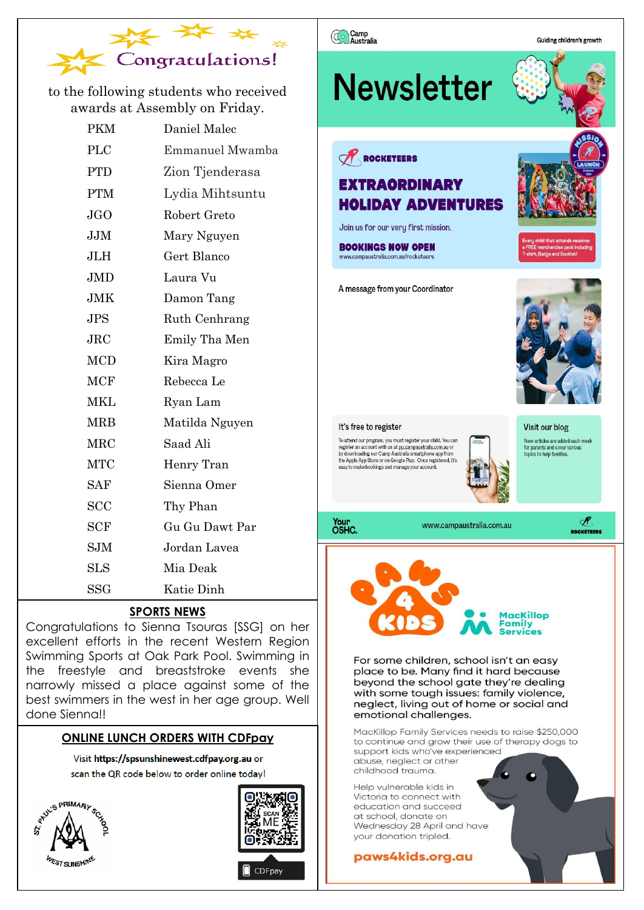# Congratulations!

to the following students who received awards at Assembly on Friday.

| | |
|---|---|
| PKM | Daniel Malec |
| PLC | Emmanuel Mwamba |
| PTD | Zion Tjenderasa |
| PTM | Lydia Mihtsuntu |
| JGO | Robert Greto |
| JJM | Mary Nguyen |
| JLH | Gert Blanco |
| JMD | Laura Vu |
| JMK | Damon Tang |
| JPS | Ruth Cenhrang |
| JRC | Emily Tha Men |
| MCD | Kira Magro |
| MCF | Rebecca Le |
| MKL | Ryan Lam |
| MRB | Matilda Nguyen |
| MRC | Saad Ali |
| MTC | Henry Tran |
| SAF | Sienna Omer |
| SCC | Thy Phan |
| SCF | Gu Gu Dawt Par |
| SJM | Jordan Lavea |
| SLS | Mia Deak |
| SSG | Katie Dinh |

## SPORTS NEWS

Congratulations to Sienna Tsouras [SSG] on her excellent efforts in the recent Western Region Swimming Sports at Oak Park Pool. Swimming in the freestyle and breaststroke events she narrowly missed a place against some of the best swimmers in the west in her age group. Well done Sienna!!

## ONLINE LUNCH ORDERS WITH CDFpay

Visit **https://spsunshinewest.cdfpay.org.au** or scan the QR code below to order online today!

ST. PAUL'S PRIMARY SCHOOL WEST SUNSHINE

SCAN ME

CDFpay

Camp Australia

Guiding children's growth

# Newsletter

ROCKETEERS

MISSION LAUNCH Autumn 2021

## EXTRAORDINARY HOLIDAY ADVENTURES

Join us for our very first mission.

**BOOKINGS NOW OPEN**

www.campaustralia.com.au/rocketeers

Every child that attends receives a FREE merchandise pack including T-shirt, Badge and Booklet!

A message from your Coordinator

### It's free to register

To attend our program, you must register your child. You can register an account with us at pp.campaustralia.com.au or by downloading our Camp Australia smartphone app from the Apple App Store or on Google Play. Once registered, it's easy to make bookings and manage your account.

### Visit our blog

New articles are added each week for parents and cover various topics to help families.

Your OSHC.

www.campaustralia.com.au

ROCKETEERS

PAWS 4 KIDS

MacKillop Family Services

For some children, school isn't an easy place to be. Many find it hard because beyond the school gate they're dealing with some tough issues: family violence, neglect, living out of home or social and emotional challenges.

MacKillop Family Services needs to raise $250,000 to continue and grow their use of therapy dogs to support kids who've experienced abuse, neglect or other childhood trauma.

Help vulnerable kids in Victoria to connect with education and succeed at school, donate on Wednesday 28 April and have your donation tripled.

**paws4kids.org.au**